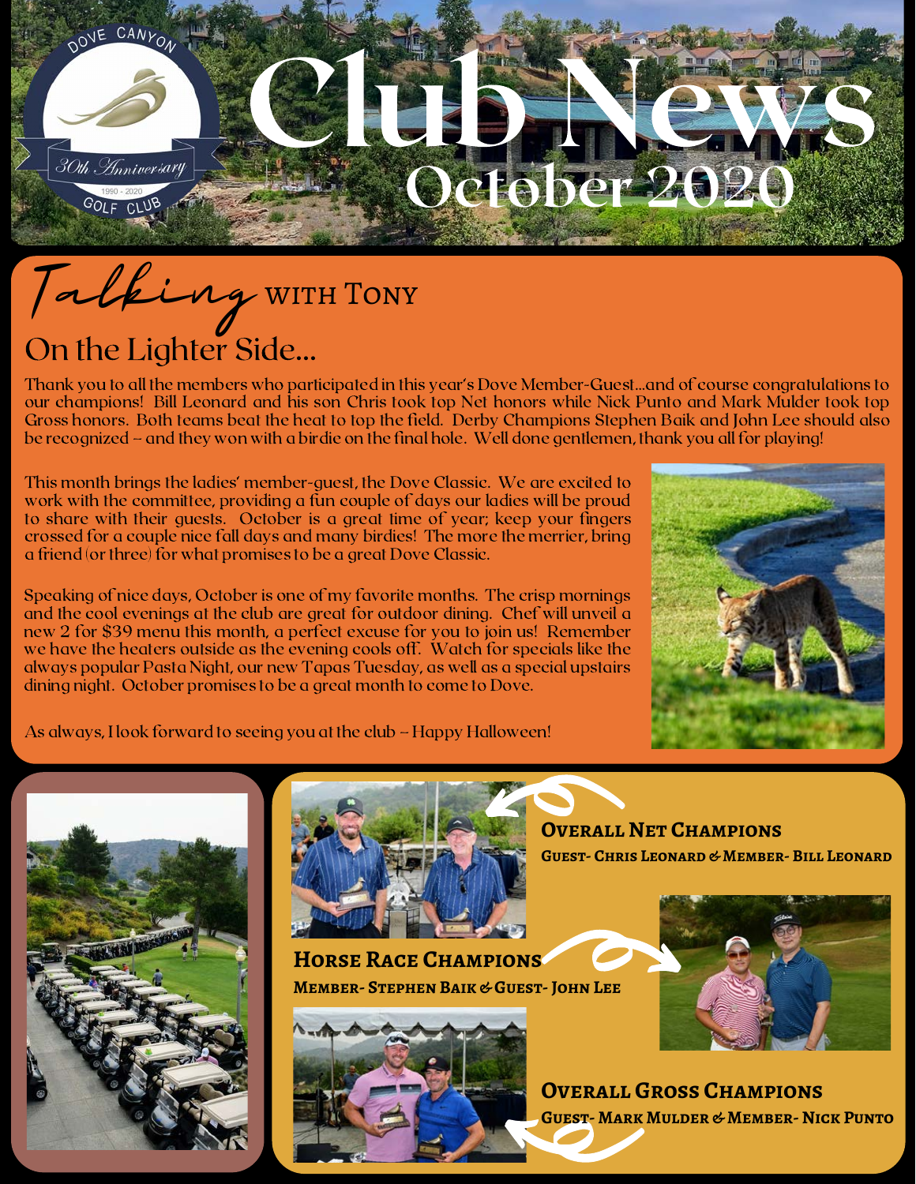# Club News

## October 2020

DOVE CANYON GOLF CLUB
30th Anniversary
1990 - 2020

## Talking with Tony

### On the Lighter Side...

Thank you to all the members who participated in this year's Dove Member-Guest...and of course congratulations to our champions! Bill Leonard and his son Chris took top Net honors while Nick Punto and Mark Mulder took top Gross honors. Both teams beat the heat to top the field. Derby Champions Stephen Baik and John Lee should also be recognized – and they won with a birdie on the final hole. Well done gentlemen, thank you all for playing!

This month brings the ladies' member-guest, the Dove Classic. We are excited to work with the committee, providing a fun couple of days our ladies will be proud to share with their guests. October is a great time of year; keep your fingers crossed for a couple nice fall days and many birdies! The more the merrier, bring a friend (or three) for what promises to be a great Dove Classic.

Speaking of nice days, October is one of my favorite months. The crisp mornings and the cool evenings at the club are great for outdoor dining. Chef will unveil a new 2 for $39 menu this month, a perfect excuse for you to join us! Remember we have the heaters outside as the evening cools off. Watch for specials like the always popular Pasta Night, our new Tapas Tuesday, as well as a special upstairs dining night. October promises to be a great month to come to Dove.

As always, I look forward to seeing you at the club – Happy Halloween!

**Overall Net Champions**
**Guest- Chris Leonard & Member- Bill Leonard**

**Horse Race Champions**
**Member- Stephen Baik & Guest- John Lee**

**Overall Gross Champions**
**Guest- Mark Mulder & Member- Nick Punto**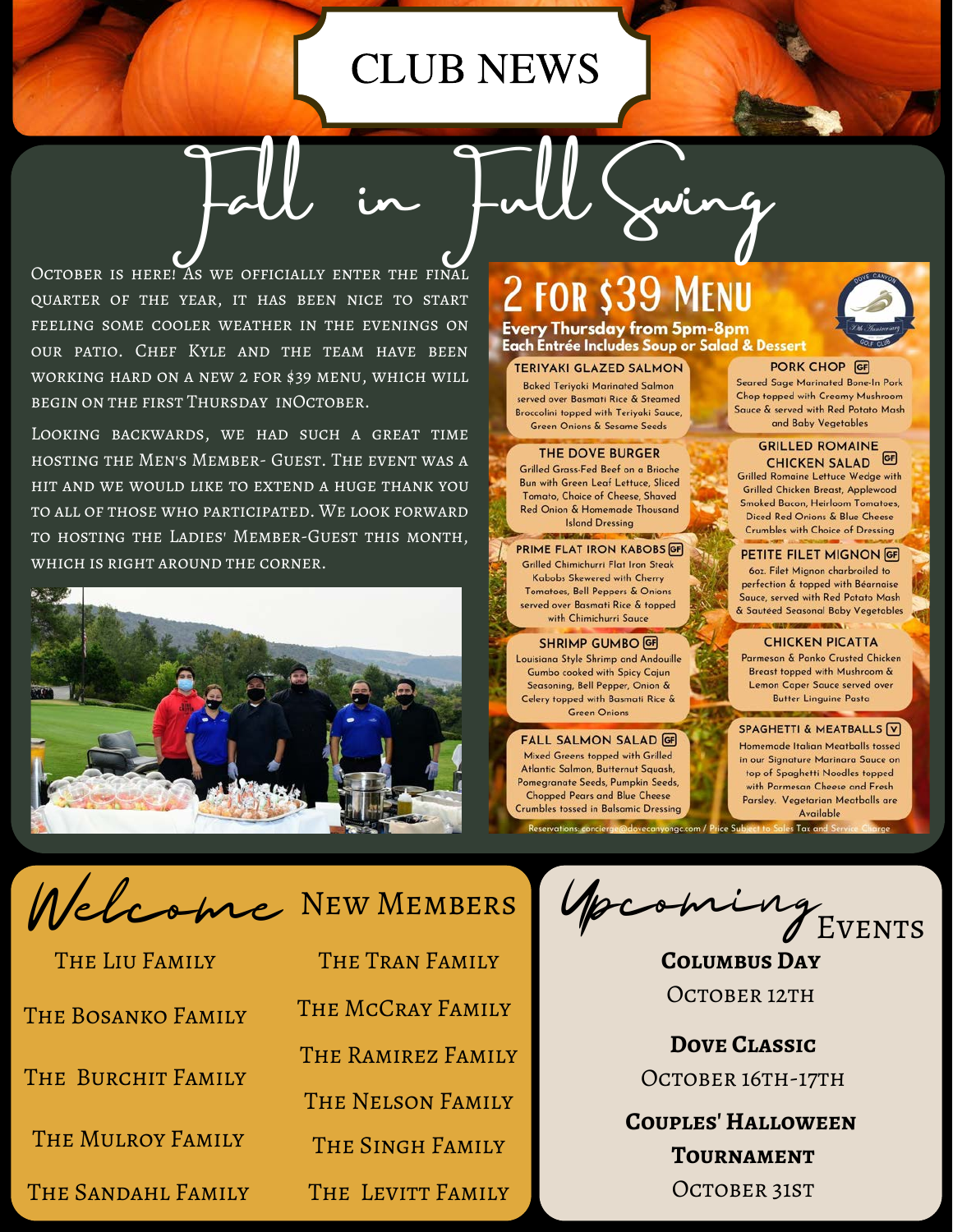# CLUB NEWS

## Fall in Full Swing

October is here! As we officially enter the final quarter of the year, it has been nice to start feeling some cooler weather in the evenings on our patio. Chef Kyle and the team have been working hard on a new 2 for $39 menu, which will begin on the first Thursday inOctober.

Looking backwards, we had such a great time hosting the Men's Member- Guest. The event was a hit and we would like to extend a huge thank you to all of those who participated. We look forward to hosting the Ladies' Member-Guest this month, which is right around the corner.

## 2 FOR $39 MENU

**Every Thursday from 5pm-8pm**
**Each Entrée Includes Soup or Salad & Dessert**

**TERIYAKI GLAZED SALMON**
Baked Teriyaki Marinated Salmon served over Basmati Rice & Steamed Broccolini topped with Teriyaki Sauce, Green Onions & Sesame Seeds

**THE DOVE BURGER**
Grilled Grass-Fed Beef on a Brioche Bun with Green Leaf Lettuce, Sliced Tomato, Choice of Cheese, Shaved Red Onion & Homemade Thousand Island Dressing

**PRIME FLAT IRON KABOBS** GF
Grilled Chimichurri Flat Iron Steak Kabobs Skewered with Cherry Tomatoes, Bell Peppers & Onions served over Basmati Rice & topped with Chimichurri Sauce

**SHRIMP GUMBO** GF
Louisiana Style Shrimp and Andouille Gumbo cooked with Spicy Cajun Seasoning, Bell Pepper, Onion & Celery topped with Basmati Rice & Green Onions

**FALL SALMON SALAD** GF
Mixed Greens topped with Grilled Atlantic Salmon, Butternut Squash, Pomegranate Seeds, Pumpkin Seeds, Chopped Pears and Blue Cheese Crumbles tossed in Balsamic Dressing

**PORK CHOP** GF
Seared Sage Marinated Bone-In Pork Chop topped with Creamy Mushroom Sauce & served with Red Potato Mash and Baby Vegetables

**GRILLED ROMAINE CHICKEN SALAD** GF
Grilled Romaine Lettuce Wedge with Grilled Chicken Breast, Applewood Smoked Bacon, Heirloom Tomatoes, Diced Red Onions & Blue Cheese Crumbles with Choice of Dressing

**PETITE FILET MIGNON** GF
6oz. Filet Mignon charbroiled to perfection & topped with Béarnaise Sauce, served with Red Potato Mash & Sautéed Seasonal Baby Vegetables

**CHICKEN PICATTA**
Parmesan & Panko Crusted Chicken Breast topped with Mushroom & Lemon Caper Sauce served over Butter Linguine Pasta

**SPAGHETTI & MEATBALLS** V
Homemade Italian Meatballs tossed in our Signature Marinara Sauce on top of Spaghetti Noodles topped with Parmesan Cheese and Fresh Parsley. Vegetarian Meatballs are Available

Reservations: concierge@dovecanyongc.com / Price Subject to Sales Tax and Service Charge

## Welcome New Members

- The Liu Family
- The Bosanko Family
- The Burchit Family
- The Mulroy Family
- The Sandahl Family
- The Tran Family
- The McCray Family
- The Ramirez Family
- The Nelson Family
- The Singh Family
- The Levitt Family

## Upcoming Events

**Columbus Day**
October 12th

**Dove Classic**
October 16th-17th

**Couples' Halloween Tournament**
October 31st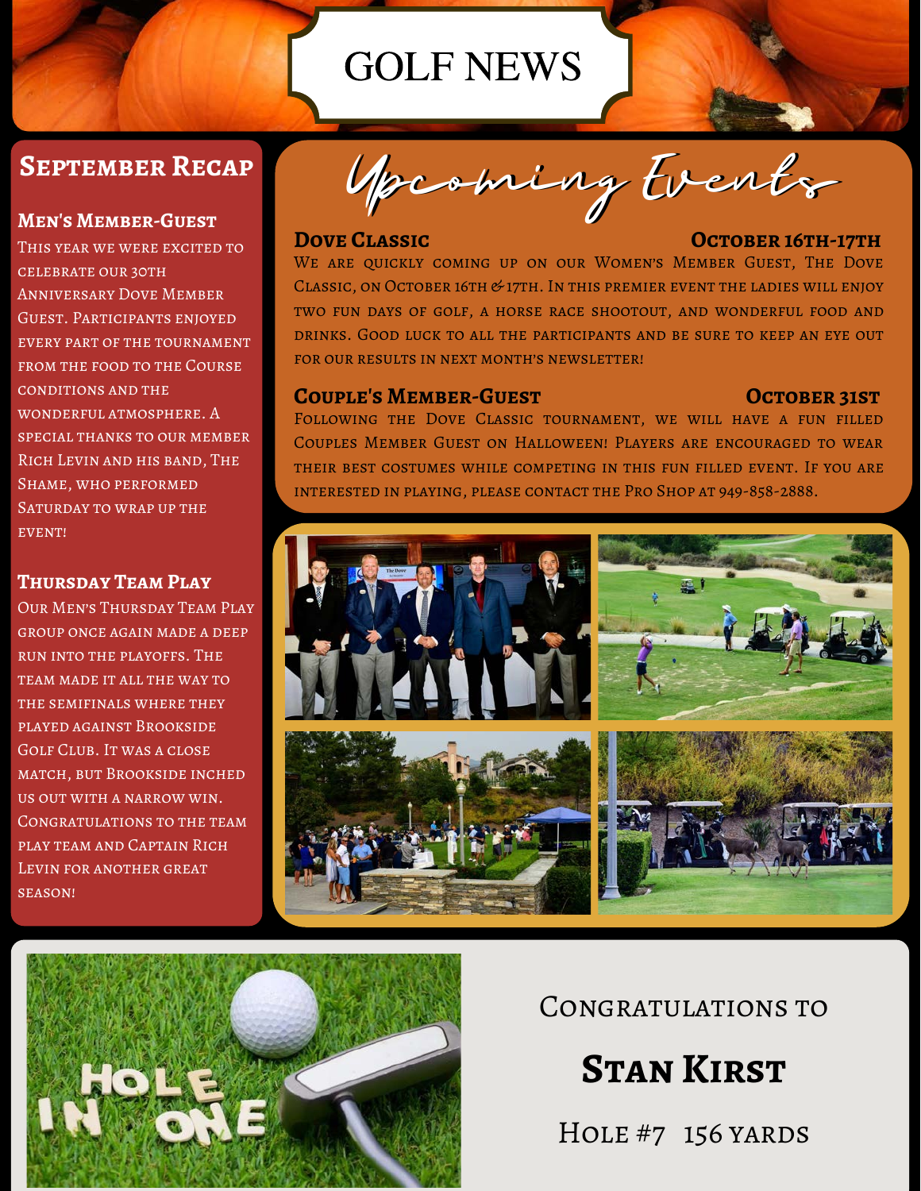# GOLF NEWS

## September Recap

### Men's Member-Guest

This year we were excited to celebrate our 30th Anniversary Dove Member Guest. Participants enjoyed every part of the tournament from the food to the Course conditions and the wonderful atmosphere. A special thanks to our member Rich Levin and his band, The Shame, who performed Saturday to wrap up the event!

### Thursday Team Play

Our Men's Thursday Team Play group once again made a deep run into the playoffs. The team made it all the way to the semifinals where they played against Brookside Golf Club. It was a close match, but Brookside inched us out with a narrow win. Congratulations to the team play team and Captain Rich Levin for another great season!

## Upcoming Events

### Dove Classic — October 16th-17th

We are quickly coming up on our Women's Member Guest, The Dove Classic, on October 16th & 17th. In this premier event the ladies will enjoy two fun days of golf, a horse race shootout, and wonderful food and drinks. Good luck to all the participants and be sure to keep an eye out for our results in next month's newsletter!

### Couple's Member-Guest — October 31st

Following the Dove Classic tournament, we will have a fun filled Couples Member Guest on Halloween! Players are encouraged to wear their best costumes while competing in this fun filled event. If you are interested in playing, please contact the Pro Shop at 949-858-2888.

Congratulations to

**Stan Kirst**

Hole #7 156 yards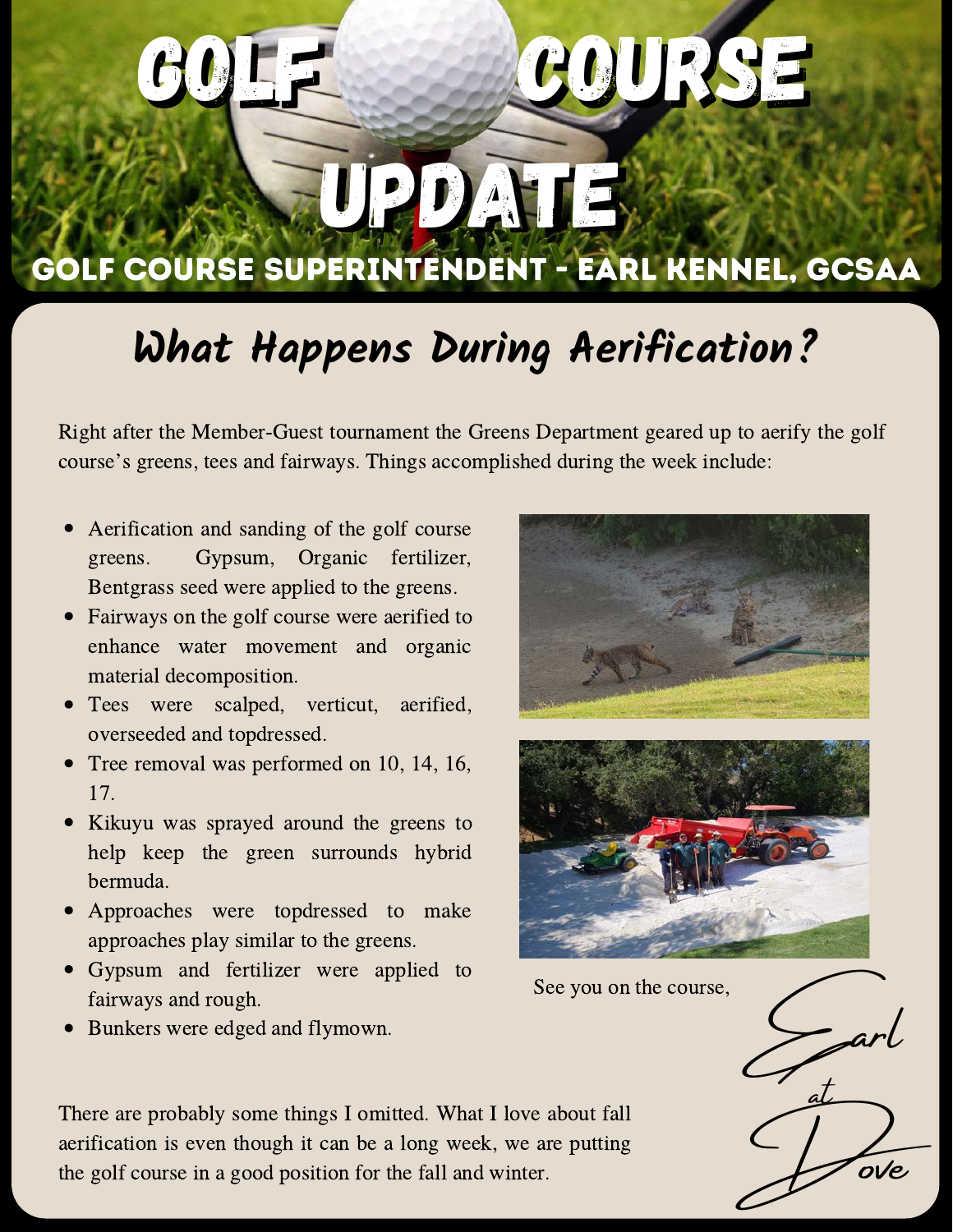# GOLF COURSE UPDATE

GOLF COURSE SUPERINTENDENT - EARL KENNEL, GCSAA

## What Happens During Aerification?

Right after the Member-Guest tournament the Greens Department geared up to aerify the golf course's greens, tees and fairways. Things accomplished during the week include:

- Aerification and sanding of the golf course greens. Gypsum, Organic fertilizer, Bentgrass seed were applied to the greens.
- Fairways on the golf course were aerified to enhance water movement and organic material decomposition.
- Tees were scalped, verticut, aerified, overseeded and topdressed.
- Tree removal was performed on 10, 14, 16, 17.
- Kikuyu was sprayed around the greens to help keep the green surrounds hybrid bermuda.
- Approaches were topdressed to make approaches play similar to the greens.
- Gypsum and fertilizer were applied to fairways and rough.
- Bunkers were edged and flymown.

There are probably some things I omitted. What I love about fall aerification is even though it can be a long week, we are putting the golf course in a good position for the fall and winter.

See you on the course,

Earl at Dove